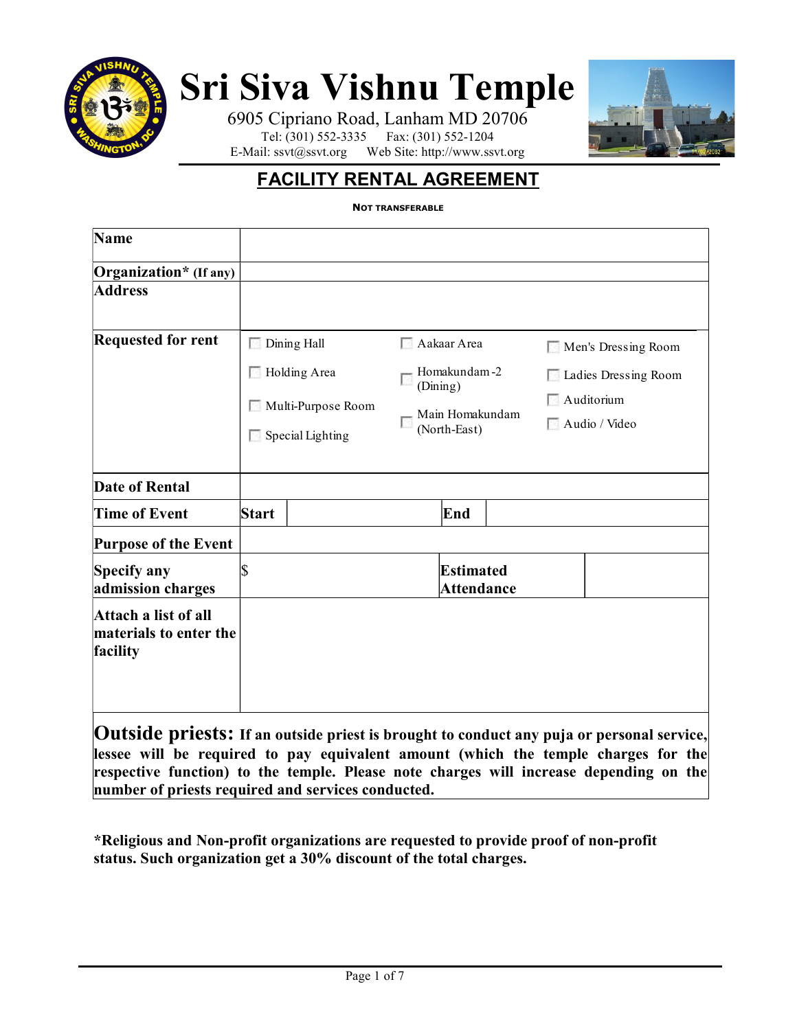# Sri Siva Vishnu Temple

6905 Cipriano Road, Lanham MD 20706

Tel: (301) 552-3335 Fax: (301) 552-1204

E-Mail: ssvt@ssvt.org Web Site: http://www.ssvt.org

## FACILITY RENTAL AGREEMENT

**NOT TRANSFERABLE**

| | | | |
|---|---|---|---|
| **Name** | | | |
| **Organization\* (If any)** | | | |
| **Address** | | | |
| **Requested for rent** | ☐ Dining Hall<br>☐ Holding Area<br>☐ Multi-Purpose Room<br>☐ Special Lighting | ☐ Aakaar Area<br>☐ Homakundam-2 (Dining)<br>☐ Main Homakundam (North-East) | ☐ Men's Dressing Room<br>☐ Ladies Dressing Room<br>☐ Auditorium<br>☐ Audio / Video |
| **Date of Rental** | | | |
| **Time of Event** | **Start** | **End** | |
| **Purpose of the Event** | | | |
| **Specify any admission charges** | $ | **Estimated Attendance** | |
| **Attach a list of all materials to enter the facility** | | | |

**Outside priests: If an outside priest is brought to conduct any puja or personal service, lessee will be required to pay equivalent amount (which the temple charges for the respective function) to the temple. Please note charges will increase depending on the number of priests required and services conducted.**

**\*Religious and Non-profit organizations are requested to provide proof of non-profit status. Such organization get a 30% discount of the total charges.**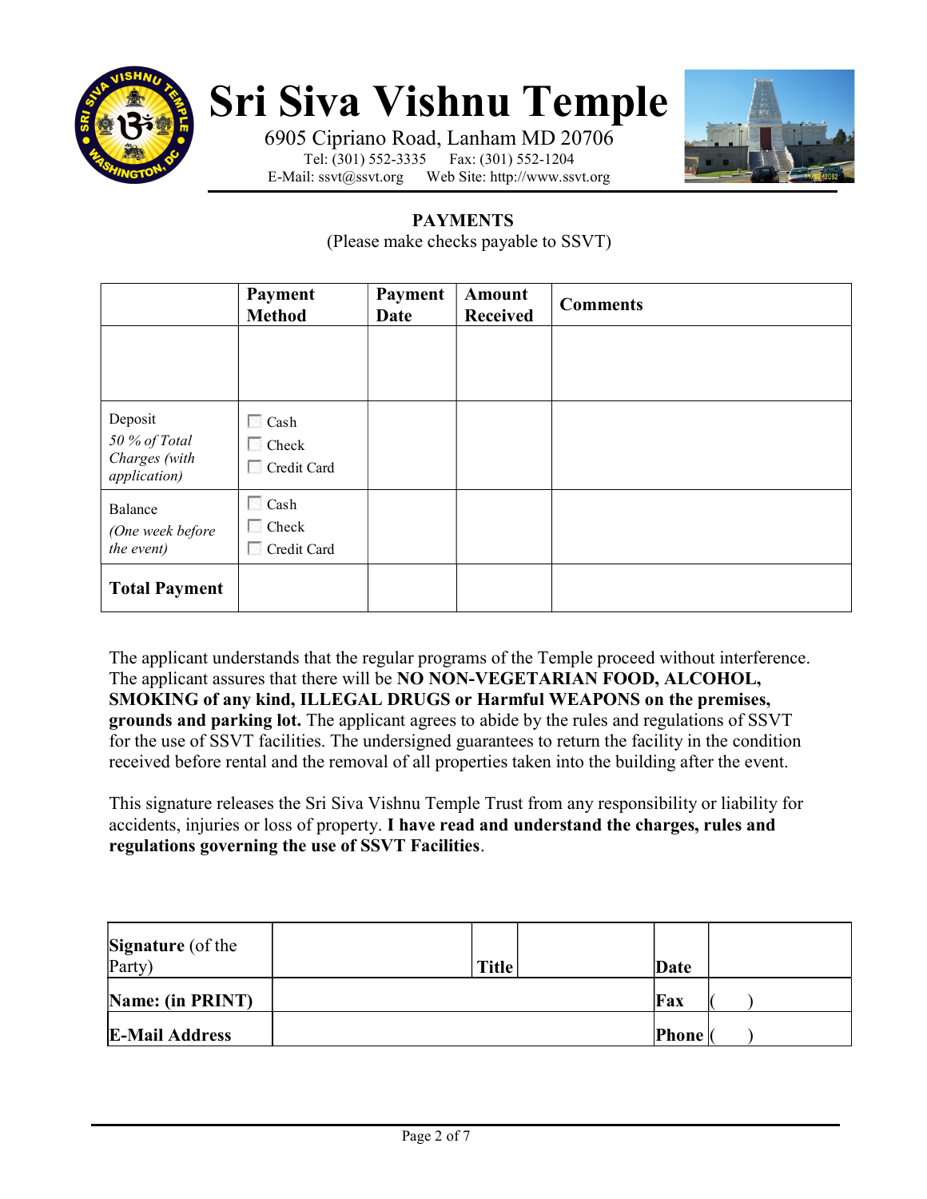# Sri Siva Vishnu Temple

6905 Cipriano Road, Lanham MD 20706
Tel: (301) 552-3335 Fax: (301) 552-1204
E-Mail: ssvt@ssvt.org Web Site: http://www.ssvt.org

## PAYMENTS

(Please make checks payable to SSVT)

| | Payment Method | Payment Date | Amount Received | Comments |
|---|---|---|---|---|
| | | | | |
| Deposit *50 % of Total Charges (with application)* | ☐ Cash ☐ Check ☐ Credit Card | | | |
| Balance *(One week before the event)* | ☐ Cash ☐ Check ☐ Credit Card | | | |
| **Total Payment** | | | | |

The applicant understands that the regular programs of the Temple proceed without interference. The applicant assures that there will be **NO NON-VEGETARIAN FOOD, ALCOHOL, SMOKING of any kind, ILLEGAL DRUGS or Harmful WEAPONS on the premises, grounds and parking lot.** The applicant agrees to abide by the rules and regulations of SSVT for the use of SSVT facilities. The undersigned guarantees to return the facility in the condition received before rental and the removal of all properties taken into the building after the event.

This signature releases the Sri Siva Vishnu Temple Trust from any responsibility or liability for accidents, injuries or loss of property. **I have read and understand the charges, rules and regulations governing the use of SSVT Facilities**.

| **Signature** (of the Party) | | **Title** | | **Date** | |
|---|---|---|---|---|---|
| **Name: (in PRINT)** | | | | **Fax** | ( ) |
| **E-Mail Address** | | | | **Phone** | ( ) |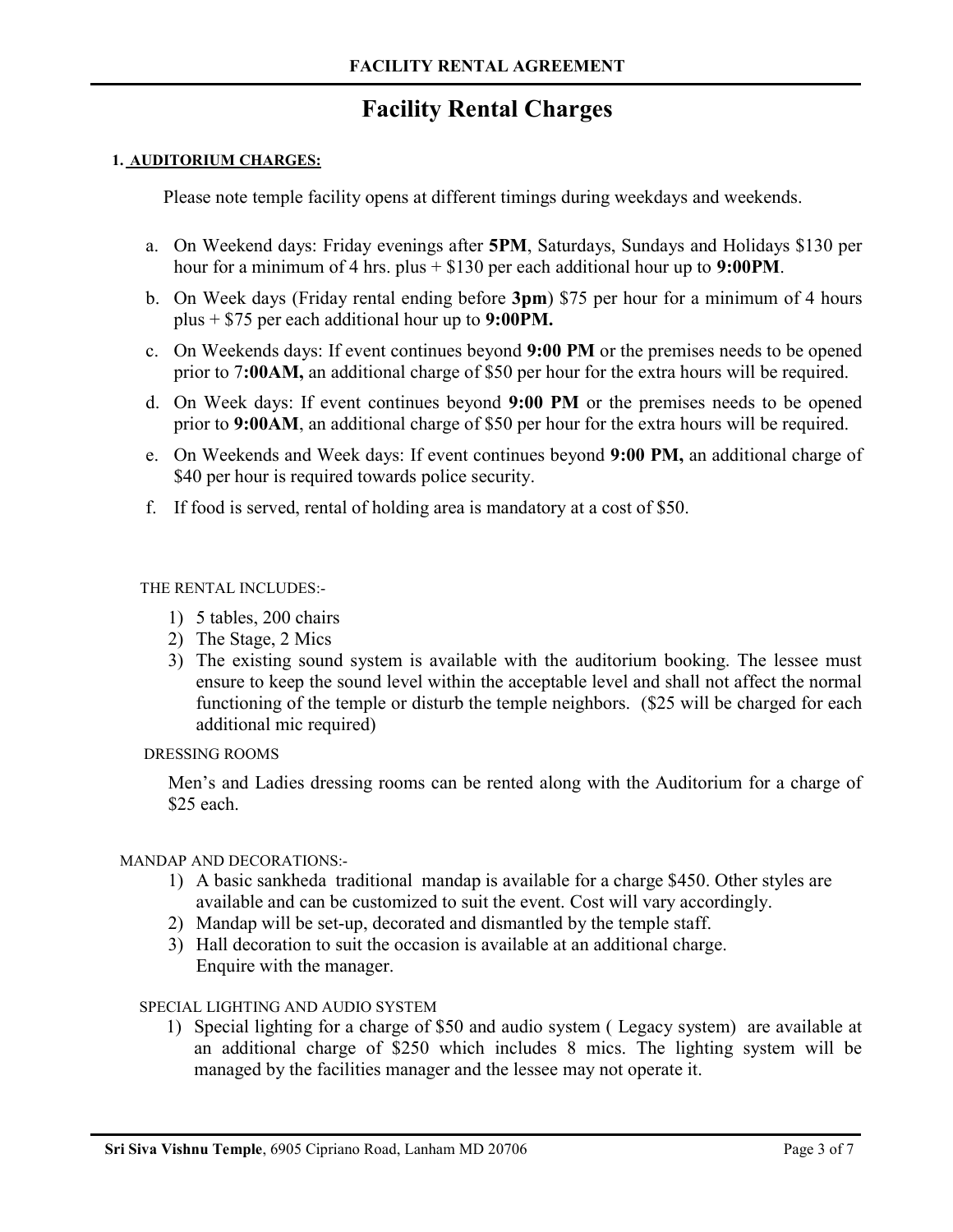# Facility Rental Charges

**1. AUDITORIUM CHARGES:**

Please note temple facility opens at different timings during weekdays and weekends.

a. On Weekend days: Friday evenings after **5PM**, Saturdays, Sundays and Holidays $130 per hour for a minimum of 4 hrs. plus + $130 per each additional hour up to **9:00PM**.

b. On Week days (Friday rental ending before **3pm**) $75 per hour for a minimum of 4 hours plus + $75 per each additional hour up to **9:00PM.**

c. On Weekends days: If event continues beyond **9:00 PM** or the premises needs to be opened prior to 7**:00AM,** an additional charge of $50 per hour for the extra hours will be required.

d. On Week days: If event continues beyond **9:00 PM** or the premises needs to be opened prior to **9:00AM**, an additional charge of $50 per hour for the extra hours will be required.

e. On Weekends and Week days: If event continues beyond **9:00 PM,** an additional charge of $40 per hour is required towards police security.

f. If food is served, rental of holding area is mandatory at a cost of $50.

THE RENTAL INCLUDES:-

1) 5 tables, 200 chairs
2) The Stage, 2 Mics
3) The existing sound system is available with the auditorium booking. The lessee must ensure to keep the sound level within the acceptable level and shall not affect the normal functioning of the temple or disturb the temple neighbors. ($25 will be charged for each additional mic required)

DRESSING ROOMS

Men's and Ladies dressing rooms can be rented along with the Auditorium for a charge of $25 each.

MANDAP AND DECORATIONS:-

1) A basic sankheda traditional mandap is available for a charge $450. Other styles are available and can be customized to suit the event. Cost will vary accordingly.
2) Mandap will be set-up, decorated and dismantled by the temple staff.
3) Hall decoration to suit the occasion is available at an additional charge. Enquire with the manager.

SPECIAL LIGHTING AND AUDIO SYSTEM

1) Special lighting for a charge of $50 and audio system ( Legacy system) are available at an additional charge of $250 which includes 8 mics. The lighting system will be managed by the facilities manager and the lessee may not operate it.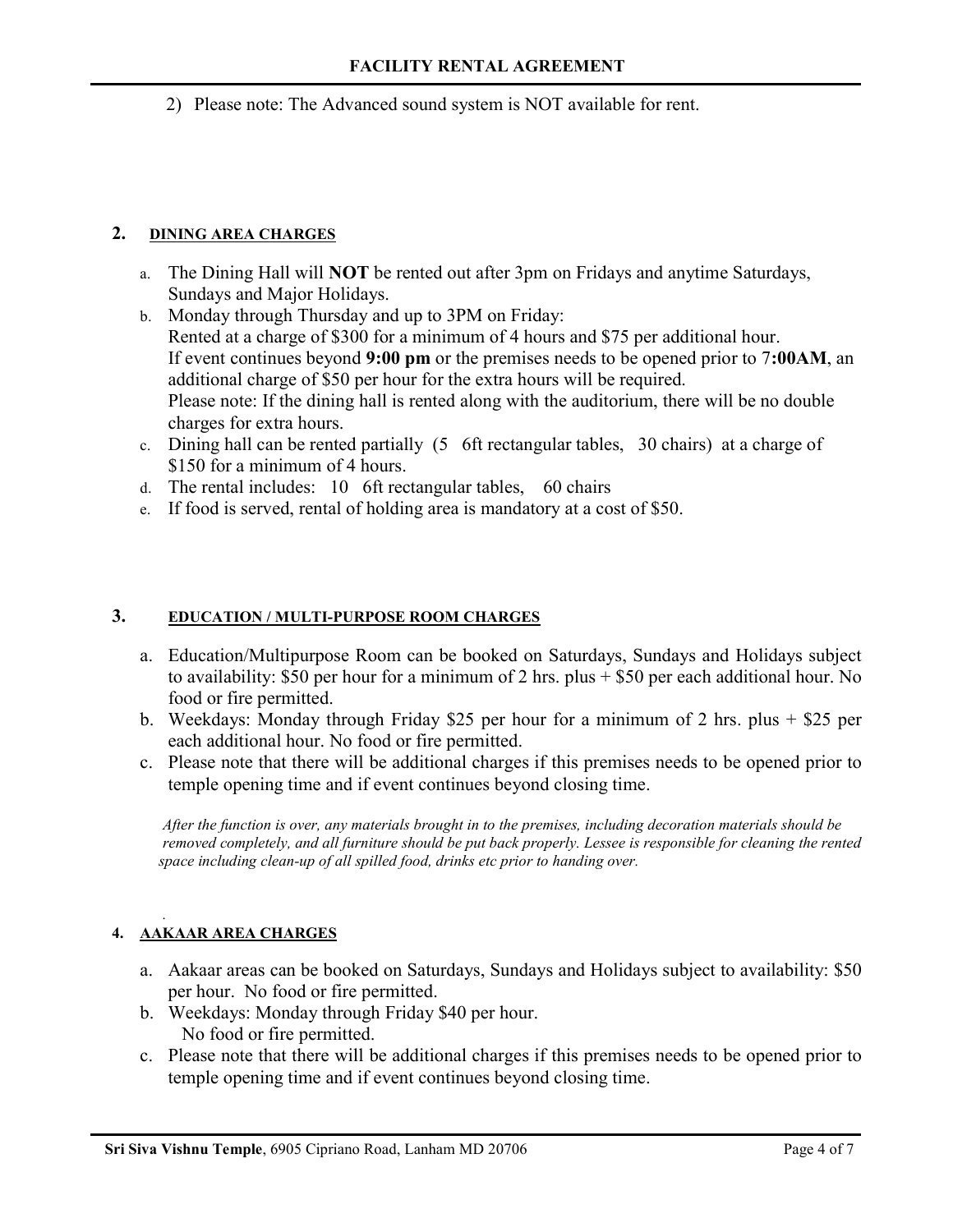2) Please note: The Advanced sound system is NOT available for rent.

## 2. DINING AREA CHARGES

a. The Dining Hall will **NOT** be rented out after 3pm on Fridays and anytime Saturdays, Sundays and Major Holidays.

b. Monday through Thursday and up to 3PM on Friday:
Rented at a charge of $300 for a minimum of 4 hours and $75 per additional hour.
If event continues beyond **9:00 pm** or the premises needs to be opened prior to 7**:00AM**, an additional charge of $50 per hour for the extra hours will be required.
Please note: If the dining hall is rented along with the auditorium, there will be no double charges for extra hours.

c. Dining hall can be rented partially (5 6ft rectangular tables, 30 chairs) at a charge of $150 for a minimum of 4 hours.

d. The rental includes: 10 6ft rectangular tables, 60 chairs

e. If food is served, rental of holding area is mandatory at a cost of $50.

## 3. EDUCATION / MULTI-PURPOSE ROOM CHARGES

a. Education/Multipurpose Room can be booked on Saturdays, Sundays and Holidays subject to availability: $50 per hour for a minimum of 2 hrs. plus + $50 per each additional hour. No food or fire permitted.

b. Weekdays: Monday through Friday $25 per hour for a minimum of 2 hrs. plus + $25 per each additional hour. No food or fire permitted.

c. Please note that there will be additional charges if this premises needs to be opened prior to temple opening time and if event continues beyond closing time.

*After the function is over, any materials brought in to the premises, including decoration materials should be removed completely, and all furniture should be put back properly. Lessee is responsible for cleaning the rented space including clean-up of all spilled food, drinks etc prior to handing over.*

## 4. AAKAAR AREA CHARGES

a. Aakaar areas can be booked on Saturdays, Sundays and Holidays subject to availability: $50 per hour. No food or fire permitted.

b. Weekdays: Monday through Friday $40 per hour.
No food or fire permitted.

c. Please note that there will be additional charges if this premises needs to be opened prior to temple opening time and if event continues beyond closing time.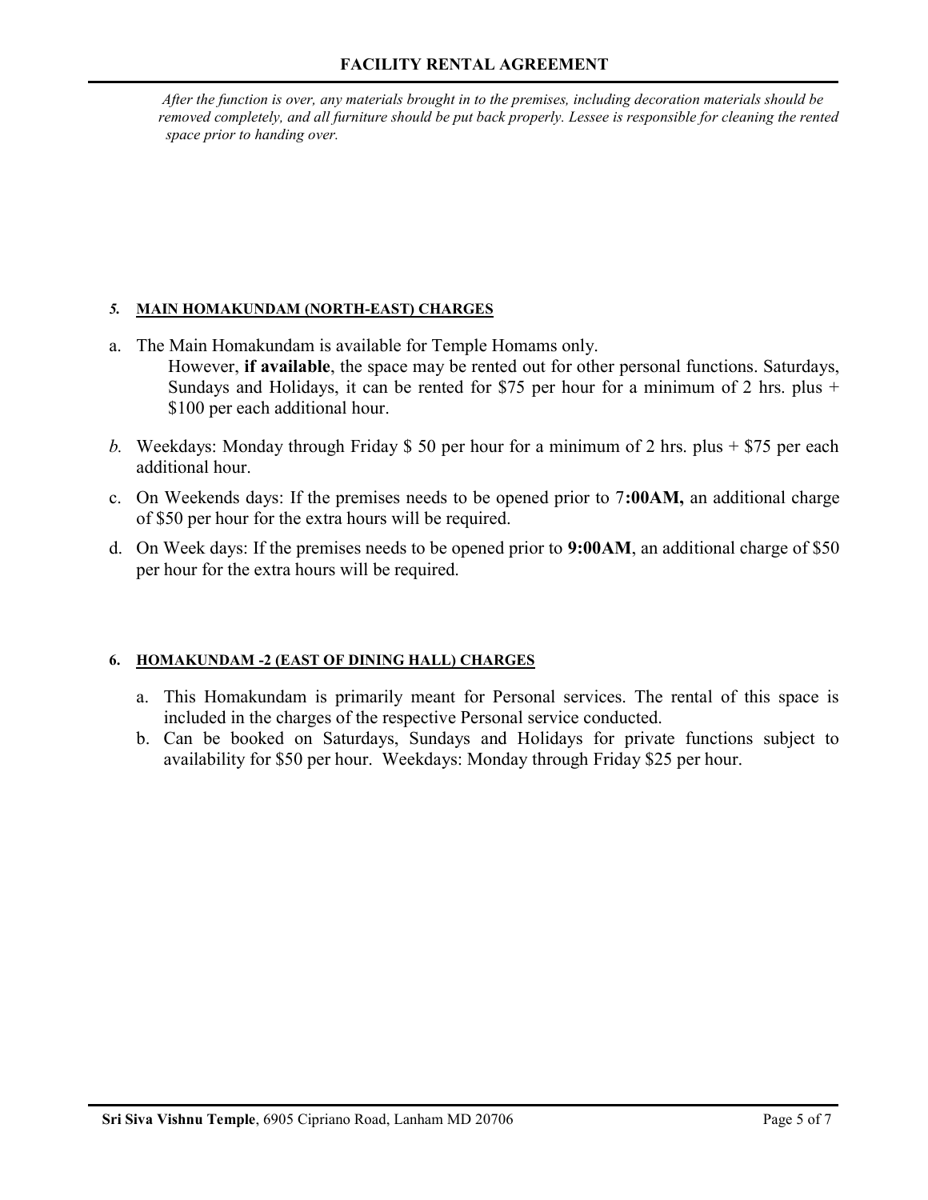*After the function is over, any materials brought in to the premises, including decoration materials should be removed completely, and all furniture should be put back properly. Lessee is responsible for cleaning the rented space prior to handing over.*

### *5.* **MAIN HOMAKUNDAM (NORTH-EAST) CHARGES**

a. The Main Homakundam is available for Temple Homams only.
   However, **if available**, the space may be rented out for other personal functions. Saturdays, Sundays and Holidays, it can be rented for $75 per hour for a minimum of 2 hrs. plus + $100 per each additional hour.

*b.* Weekdays: Monday through Friday $ 50 per hour for a minimum of 2 hrs. plus + $75 per each additional hour.

c. On Weekends days: If the premises needs to be opened prior to 7**:00AM,** an additional charge of $50 per hour for the extra hours will be required.

d. On Week days: If the premises needs to be opened prior to **9:00AM**, an additional charge of $50 per hour for the extra hours will be required.

### **6. HOMAKUNDAM -2 (EAST OF DINING HALL) CHARGES**

a. This Homakundam is primarily meant for Personal services. The rental of this space is included in the charges of the respective Personal service conducted.
b. Can be booked on Saturdays, Sundays and Holidays for private functions subject to availability for $50 per hour. Weekdays: Monday through Friday $25 per hour.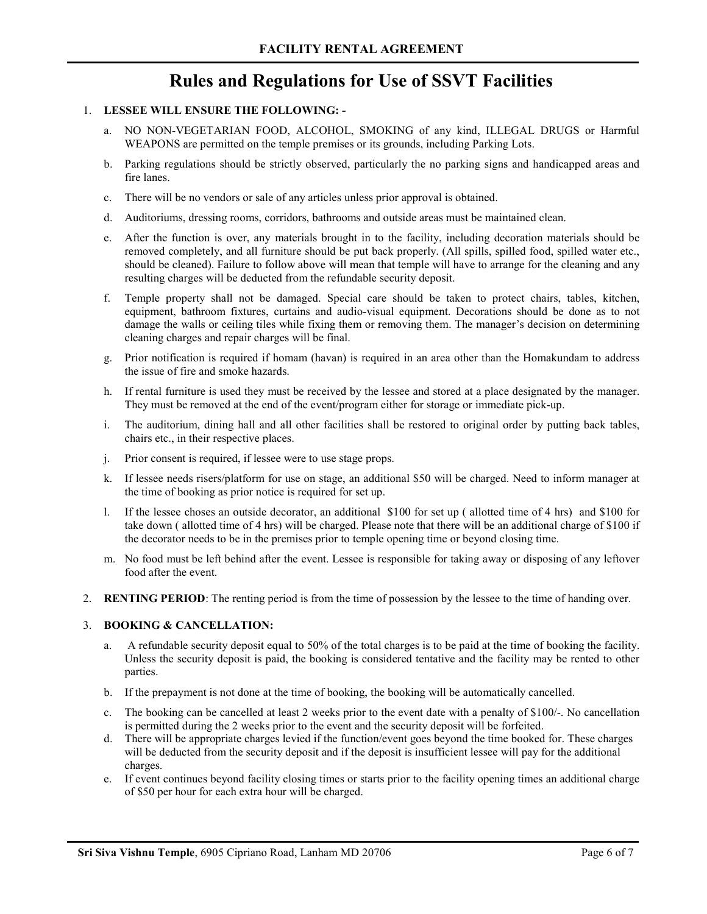# FACILITY RENTAL AGREEMENT

## Rules and Regulations for Use of SSVT Facilities

1. **LESSEE WILL ENSURE THE FOLLOWING: -**

   a. NO NON-VEGETARIAN FOOD, ALCOHOL, SMOKING of any kind, ILLEGAL DRUGS or Harmful WEAPONS are permitted on the temple premises or its grounds, including Parking Lots.

   b. Parking regulations should be strictly observed, particularly the no parking signs and handicapped areas and fire lanes.

   c. There will be no vendors or sale of any articles unless prior approval is obtained.

   d. Auditoriums, dressing rooms, corridors, bathrooms and outside areas must be maintained clean.

   e. After the function is over, any materials brought in to the facility, including decoration materials should be removed completely, and all furniture should be put back properly. (All spills, spilled food, spilled water etc., should be cleaned). Failure to follow above will mean that temple will have to arrange for the cleaning and any resulting charges will be deducted from the refundable security deposit.

   f. Temple property shall not be damaged. Special care should be taken to protect chairs, tables, kitchen, equipment, bathroom fixtures, curtains and audio-visual equipment. Decorations should be done as to not damage the walls or ceiling tiles while fixing them or removing them. The manager's decision on determining cleaning charges and repair charges will be final.

   g. Prior notification is required if homam (havan) is required in an area other than the Homakundam to address the issue of fire and smoke hazards.

   h. If rental furniture is used they must be received by the lessee and stored at a place designated by the manager. They must be removed at the end of the event/program either for storage or immediate pick-up.

   i. The auditorium, dining hall and all other facilities shall be restored to original order by putting back tables, chairs etc., in their respective places.

   j. Prior consent is required, if lessee were to use stage props.

   k. If lessee needs risers/platform for use on stage, an additional $50 will be charged. Need to inform manager at the time of booking as prior notice is required for set up.

   l. If the lessee choses an outside decorator, an additional $100 for set up ( allotted time of 4 hrs) and $100 for take down ( allotted time of 4 hrs) will be charged. Please note that there will be an additional charge of $100 if the decorator needs to be in the premises prior to temple opening time or beyond closing time.

   m. No food must be left behind after the event. Lessee is responsible for taking away or disposing of any leftover food after the event.

2. **RENTING PERIOD**: The renting period is from the time of possession by the lessee to the time of handing over.

3. **BOOKING & CANCELLATION:**

   a. A refundable security deposit equal to 50% of the total charges is to be paid at the time of booking the facility. Unless the security deposit is paid, the booking is considered tentative and the facility may be rented to other parties.

   b. If the prepayment is not done at the time of booking, the booking will be automatically cancelled.

   c. The booking can be cancelled at least 2 weeks prior to the event date with a penalty of $100/-. No cancellation is permitted during the 2 weeks prior to the event and the security deposit will be forfeited.

   d. There will be appropriate charges levied if the function/event goes beyond the time booked for. These charges will be deducted from the security deposit and if the deposit is insufficient lessee will pay for the additional charges.

   e. If event continues beyond facility closing times or starts prior to the facility opening times an additional charge of $50 per hour for each extra hour will be charged.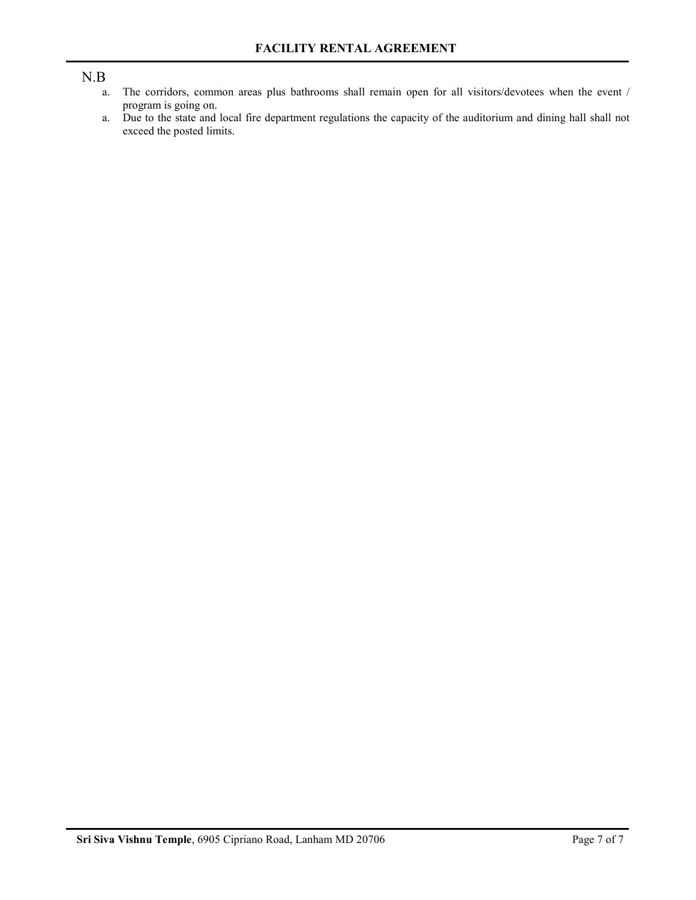N.B

a. The corridors, common areas plus bathrooms shall remain open for all visitors/devotees when the event / program is going on.

a. Due to the state and local fire department regulations the capacity of the auditorium and dining hall shall not exceed the posted limits.